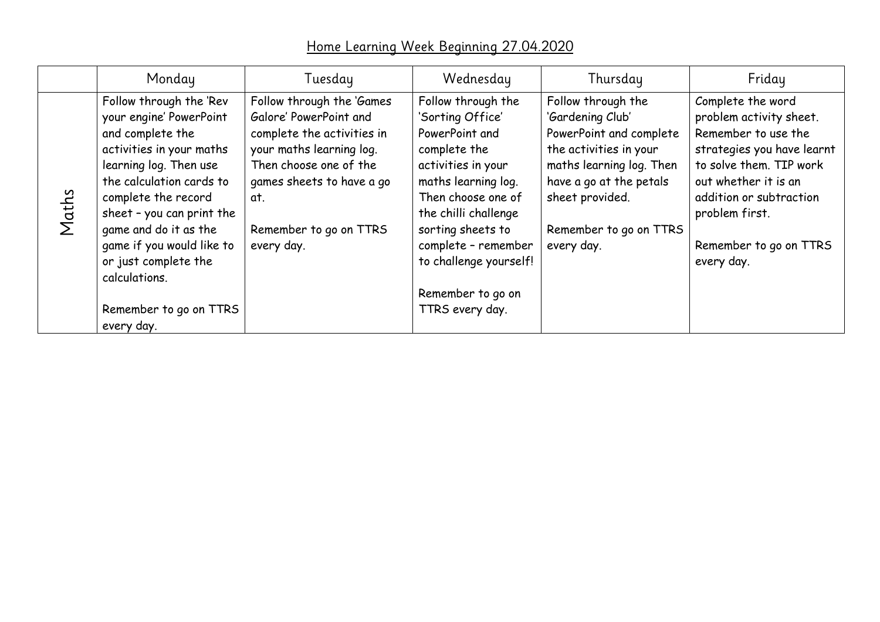# Home Learning Week Beginning 27.04.2020

| | Monday | Tuesday | Wednesday | Thursday | Friday |
|---|---|---|---|---|---|
| Maths | Follow through the 'Rev your engine' PowerPoint and complete the activities in your maths learning log. Then use the calculation cards to complete the record sheet – you can print the game and do it as the game if you would like to or just complete the calculations.<br><br>Remember to go on TTRS every day. | Follow through the 'Games Galore' PowerPoint and complete the activities in your maths learning log. Then choose one of the games sheets to have a go at.<br><br>Remember to go on TTRS every day. | Follow through the 'Sorting Office' PowerPoint and complete the activities in your maths learning log. Then choose one of the chilli challenge sorting sheets to complete – remember to challenge yourself!<br><br>Remember to go on TTRS every day. | Follow through the 'Gardening Club' PowerPoint and complete the activities in your maths learning log. Then have a go at the petals sheet provided.<br><br>Remember to go on TTRS every day. | Complete the word problem activity sheet. Remember to use the strategies you have learnt to solve them. TIP work out whether it is an addition or subtraction problem first.<br><br>Remember to go on TTRS every day. |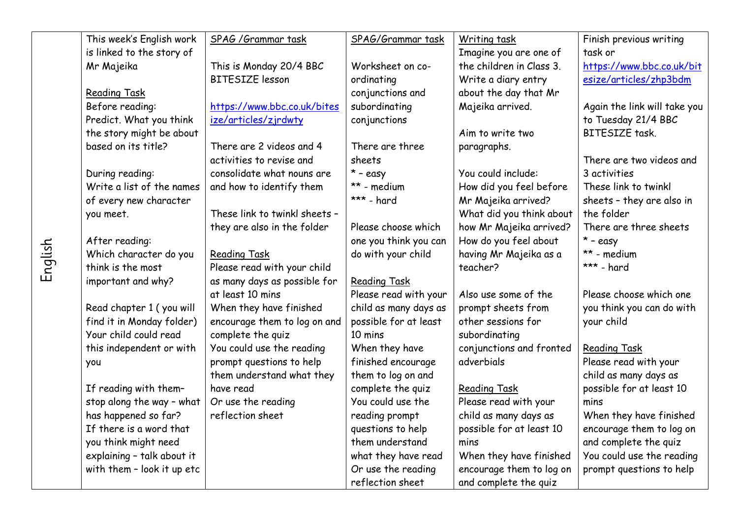| English | This week's English work is linked to the story of Mr Majeika<br><br><u>Reading Task</u><br>Before reading:<br>Predict. What you think the story might be about based on its title?<br><br>During reading:<br>Write a list of the names of every new character you meet.<br><br>After reading:<br>Which character do you think is the most important and why?<br><br>Read chapter 1 ( you will find it in Monday folder) Your child could read this independent or with you<br><br>If reading with them– stop along the way – what has happened so far?<br>If there is a word that you think might need explaining – talk about it with them – look it up etc | <u>SPAG /Grammar task</u><br><br>This is Monday 20/4 BBC BITESIZE lesson<br><br>https://www.bbc.co.uk/bitesize/articles/zjrdwty<br><br>There are 2 videos and 4 activities to revise and consolidate what nouns are and how to identify them<br><br>These link to twinkl sheets – they are also in the folder<br><br><u>Reading Task</u><br>Please read with your child as many days as possible for at least 10 mins<br>When they have finished encourage them to log on and complete the quiz<br>You could use the reading prompt questions to help them understand what they have read<br>Or use the reading reflection sheet | <u>SPAG/Grammar task</u><br><br>Worksheet on co-ordinating conjunctions and subordinating conjunctions<br><br>There are three sheets<br>* – easy<br>** - medium<br>*** - hard<br><br>Please choose which one you think you can do with your child<br><br><u>Reading Task</u><br>Please read with your child as many days as possible for at least 10 mins<br>When they have finished encourage them to log on and complete the quiz<br>You could use the reading prompt questions to help them understand what they have read<br>Or use the reading reflection sheet | <u>Writing task</u><br>Imagine you are one of the children in Class 3. Write a diary entry about the day that Mr Majeika arrived.<br><br>Aim to write two paragraphs.<br><br>You could include:<br>How did you feel before Mr Majeika arrived?<br>What did you think about how Mr Majeika arrived?<br>How do you feel about having Mr Majeika as a teacher?<br><br>Also use some of the prompt sheets from other sessions for subordinating conjunctions and fronted adverbials<br><br><u>Reading Task</u><br>Please read with your child as many days as possible for at least 10 mins<br>When they have finished encourage them to log on and complete the quiz | Finish previous writing task or<br>https://www.bbc.co.uk/bitesize/articles/zhp3bdm<br><br>Again the link will take you to Tuesday 21/4 BBC BITESIZE task.<br><br>There are two videos and 3 activities<br>These link to twinkl sheets – they are also in the folder<br>There are three sheets<br>* – easy<br>** - medium<br>*** - hard<br><br>Please choose which one you think you can do with your child<br><br><u>Reading Task</u><br>Please read with your child as many days as possible for at least 10 mins<br>When they have finished encourage them to log on and complete the quiz<br>You could use the reading prompt questions to help |
|---|---|---|---|---|---|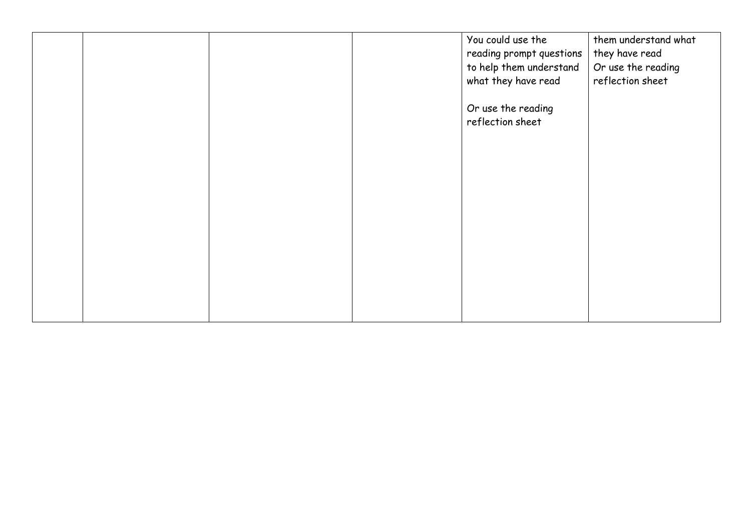| | | | | | |
|---|---|---|---|---|---|
| | | | | You could use the reading prompt questions to help them understand what they have read<br><br>Or use the reading reflection sheet | them understand what they have read<br>Or use the reading reflection sheet |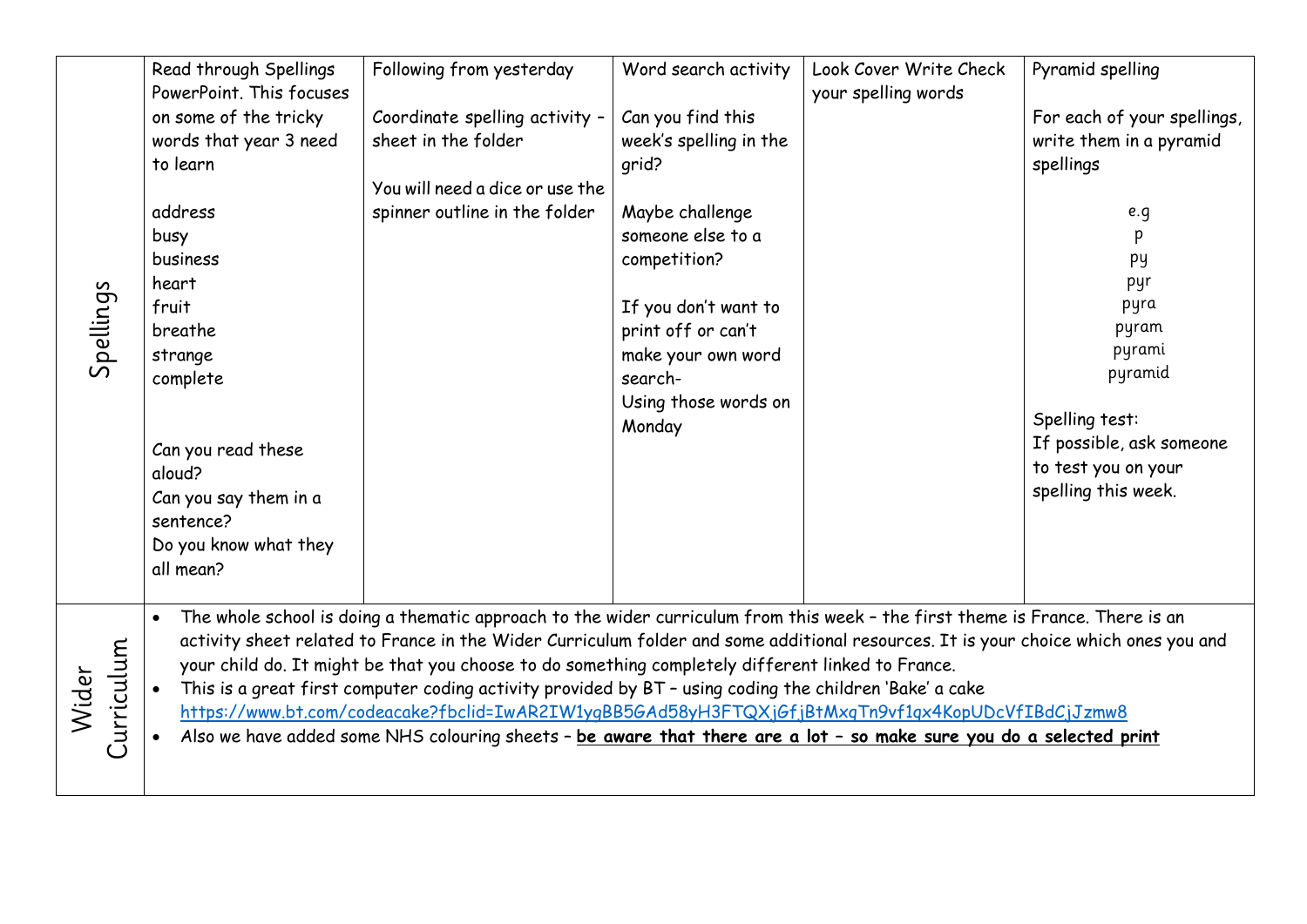| | | | | | |
|---|---|---|---|---|---|
| Spellings | Read through Spellings PowerPoint. This focuses on some of the tricky words that year 3 need to learn<br><br>address<br>busy<br>business<br>heart<br>fruit<br>breathe<br>strange<br>complete<br><br>Can you read these aloud?<br>Can you say them in a sentence?<br>Do you know what they all mean? | Following from yesterday<br><br>Coordinate spelling activity – sheet in the folder<br><br>You will need a dice or use the spinner outline in the folder | Word search activity<br><br>Can you find this week's spelling in the grid?<br><br>Maybe challenge someone else to a competition?<br><br>If you don't want to print off or can't make your own word search-<br>Using those words on Monday | Look Cover Write Check your spelling words | Pyramid spelling<br><br>For each of your spellings, write them in a pyramid spellings<br><br>e.g<br>p<br>py<br>pyr<br>pyra<br>pyram<br>pyrami<br>pyramid<br><br>Spelling test:<br>If possible, ask someone to test you on your spelling this week. |
| Wider Curriculum | • The whole school is doing a thematic approach to the wider curriculum from this week – the first theme is France. There is an activity sheet related to France in the Wider Curriculum folder and some additional resources. It is your choice which ones you and your child do. It might be that you choose to do something completely different linked to France.<br>• This is a great first computer coding activity provided by BT – using coding the children 'Bake' a cake https://www.bt.com/codeacake?fbclid=IwAR2IW1ygBB5GAd58yH3FTQXjGfjBtMxqTn9vf1qx4KopUDcVfIBdCjJzmw8<br>• Also we have added some NHS colouring sheets – **be aware that there are a lot – so make sure you do a selected print** | | | | |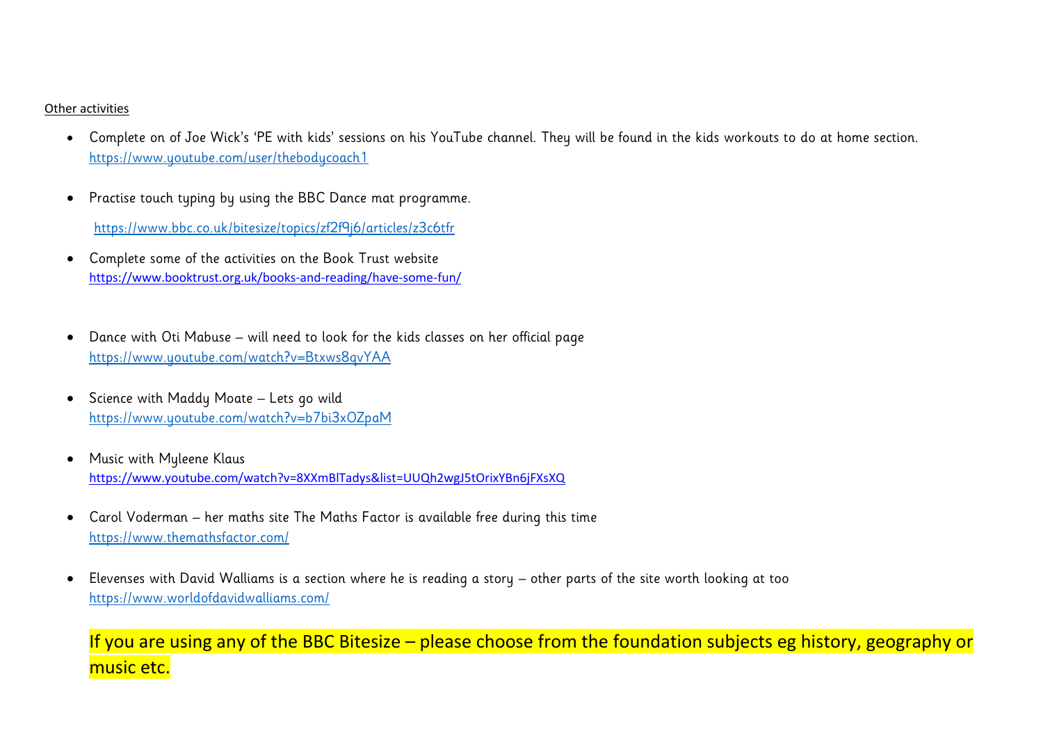Other activities

- Complete on of Joe Wick's 'PE with kids' sessions on his YouTube channel. They will be found in the kids workouts to do at home section. https://www.youtube.com/user/thebodycoach1
- Practise touch typing by using the BBC Dance mat programme.

  https://www.bbc.co.uk/bitesize/topics/zf2f9j6/articles/z3c6tfr
- Complete some of the activities on the Book Trust website https://www.booktrust.org.uk/books-and-reading/have-some-fun/
- Dance with Oti Mabuse – will need to look for the kids classes on her official page https://www.youtube.com/watch?v=Btxws8qvYAA
- Science with Maddy Moate – Lets go wild https://www.youtube.com/watch?v=b7bi3xOZpaM
- Music with Myleene Klaus https://www.youtube.com/watch?v=8XXmBlTadys&list=UUQh2wgJ5tOrixYBn6jFXsXQ
- Carol Voderman – her maths site The Maths Factor is available free during this time https://www.themathsfactor.com/
- Elevenses with David Walliams is a section where he is reading a story – other parts of the site worth looking at too https://www.worldofdavidwalliams.com/

If you are using any of the BBC Bitesize – please choose from the foundation subjects eg history, geography or music etc.